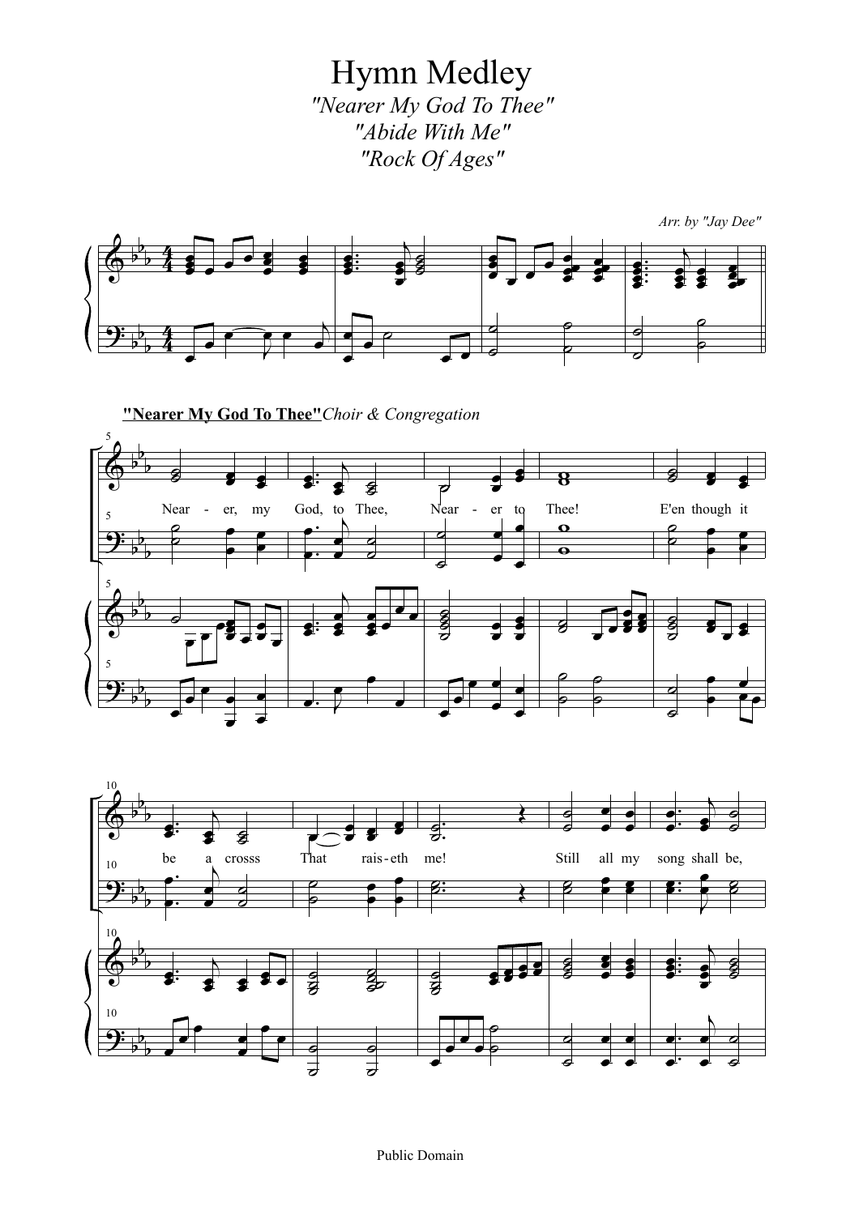# Hymn Medley

*"Nearer My God To Thee"*
*"Abide With Me"*
*"Rock Of Ages"*

*Arr. by "Jay Dee"*

**"Nearer My God To Thee"** *Choir & Congregation*

Near - er, my God, to Thee, Near - er to Thee! E'en though it

be a crosss That rais - eth me! Still all my song shall be,

Public Domain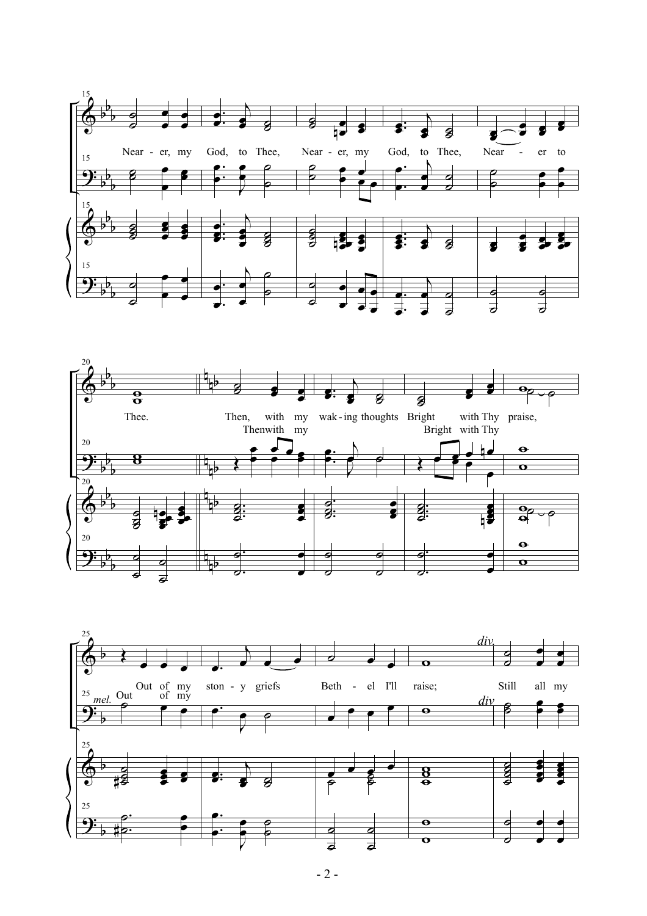Near - er, my God, to Thee, Near - er, my God, to Thee, Near - er to Thee.

Then, with my wak - ing thoughts Bright with Thy praise,

Then with my Bright with Thy

Out of my ston - y griefs Beth - el I'll raise; Still all my

*mel.* Out of my

*div.*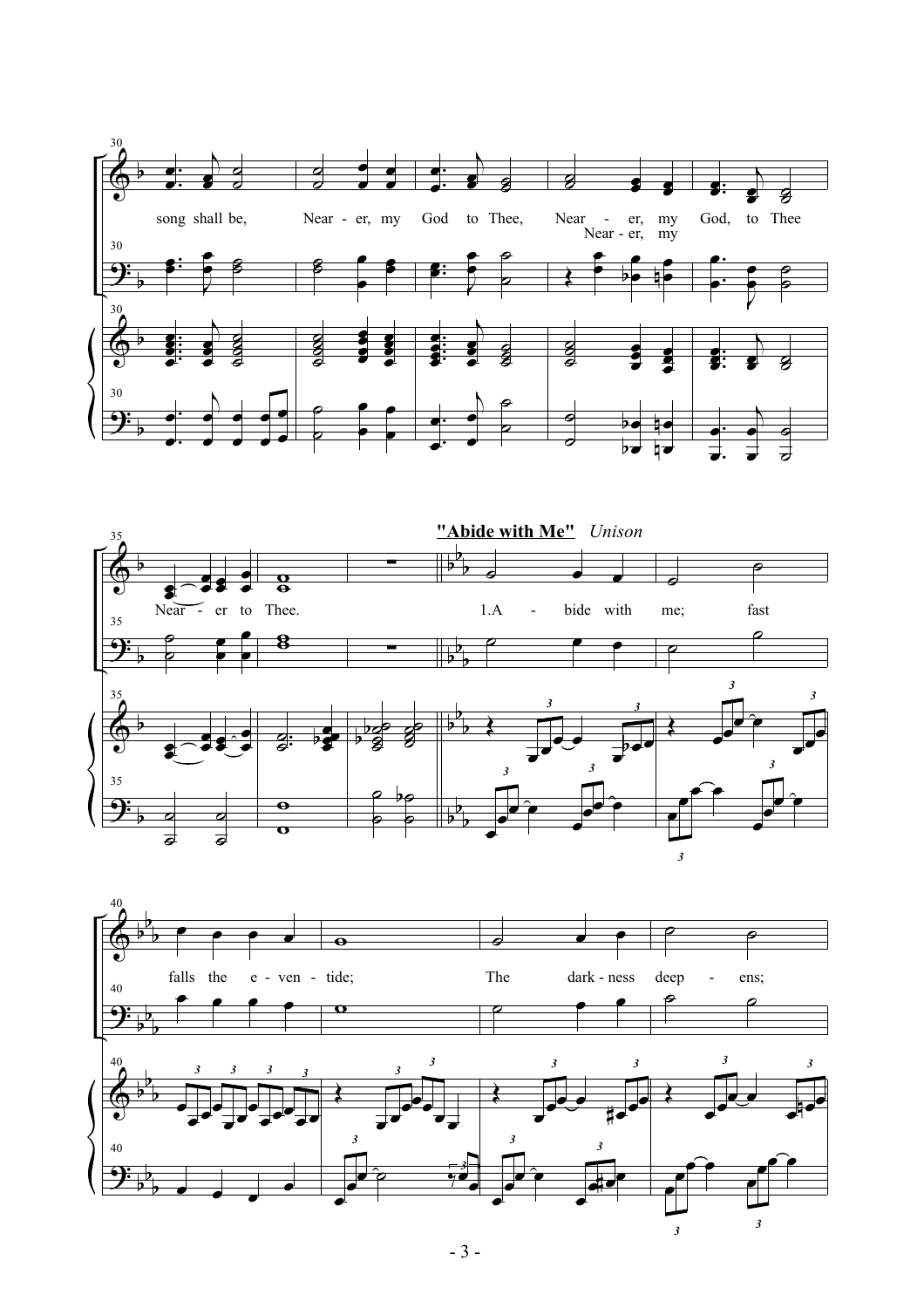song shall be, Near - er, my God to Thee, Near - er, my God, to Thee

Near - er, my

Near - er to Thee.

**"Abide with Me"** *Unison*

1.A - bide with me; fast

falls the e - ven - tide; The dark - ness deep - ens;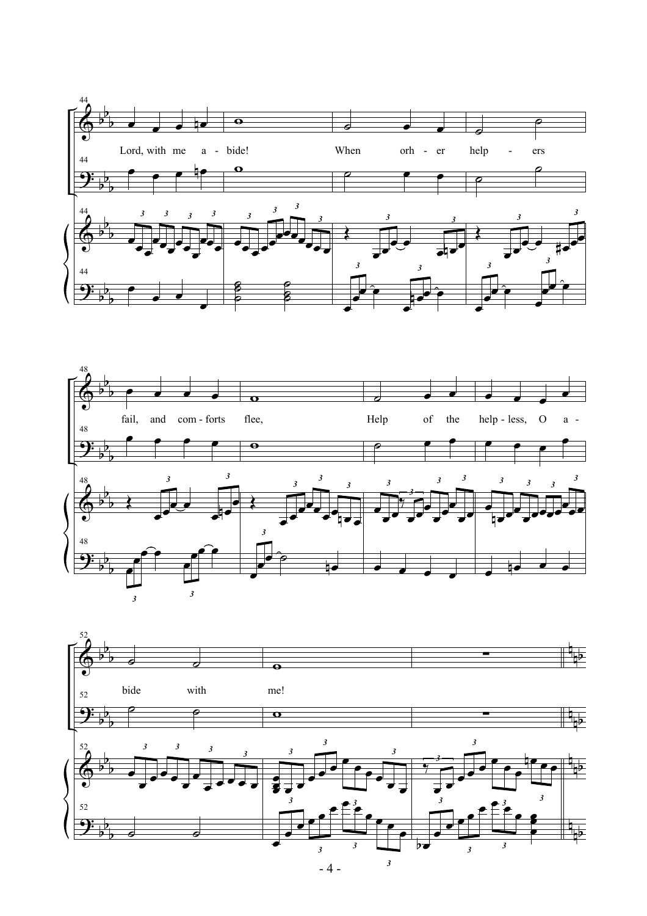Lord, with me a - bide! When orh - er help - ers

fail, and com - forts flee, Help of the help - less, O a -

bide with me!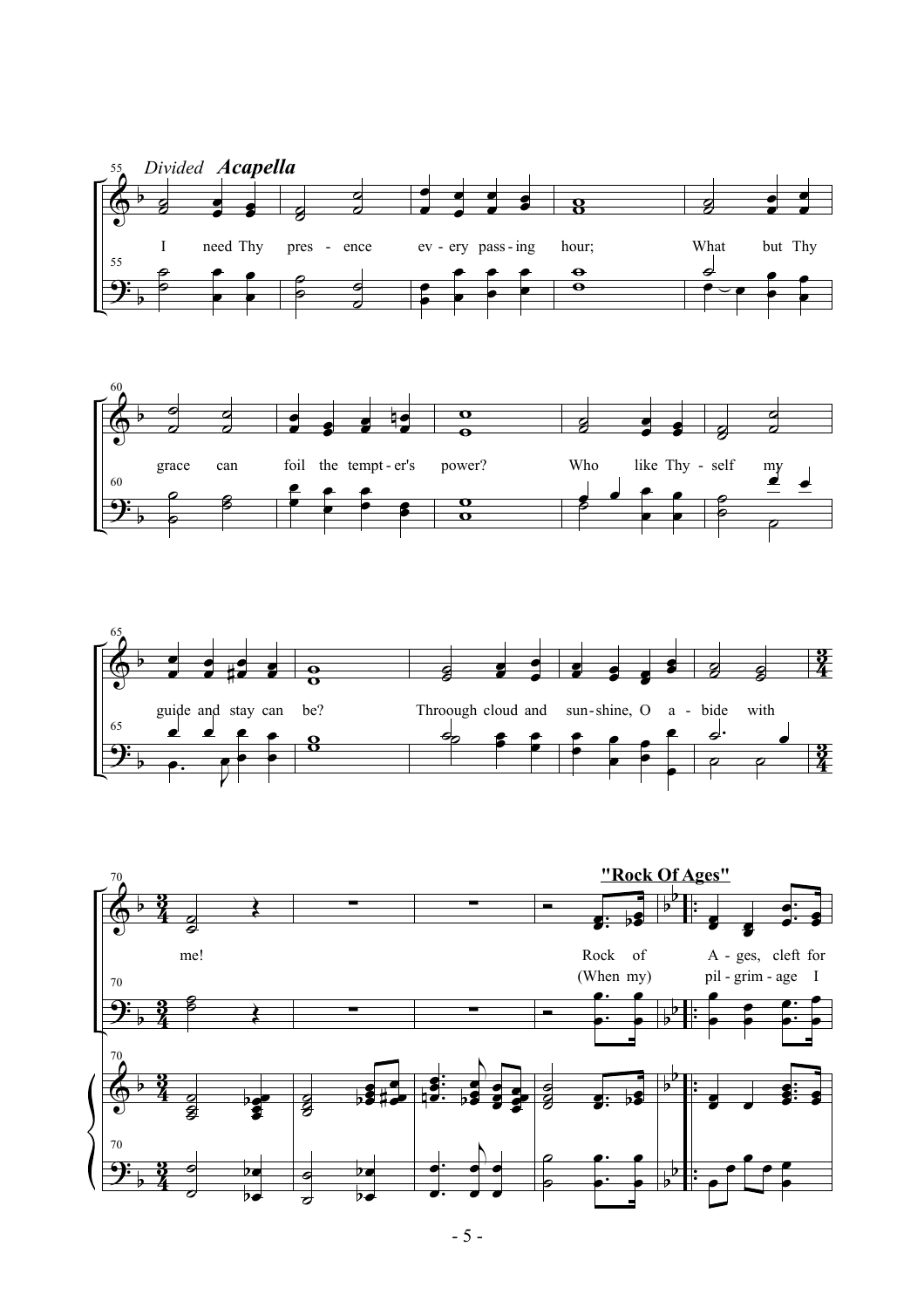*Divided* ***Acapella***

I need Thy presence every passing hour;
What but Thy grace can foil the tempter's power?
Who like Thyself my guide and stay can be?
Throough cloud and sunshine, O abide with me!

**"Rock Of Ages"**

Rock of Ages, cleft for
(When my) pilgrimage I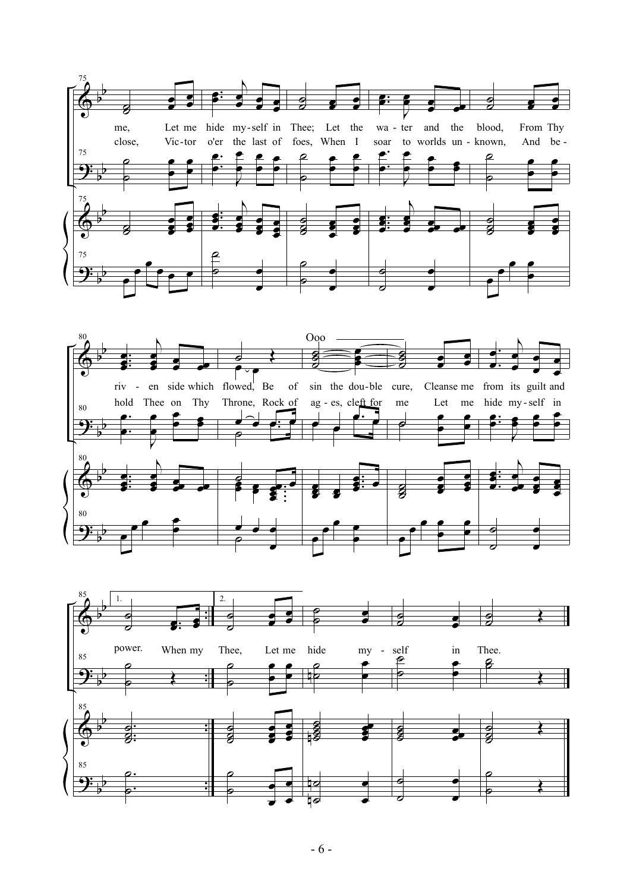me, Let me hide my-self in Thee; Let the wa-ter and the blood, From Thy

close, Vic-tor o'er the last of foes, When I soar to worlds un-known, And be-

Ooo

riv-en side which flowed, Be of sin the dou-ble cure, Cleanse me from its guilt and

hold Thee on Thy Throne, Rock of ag-es, cleft for me Let me hide my-self in

1. power. When my

2. Thee, Let me hide my-self in Thee.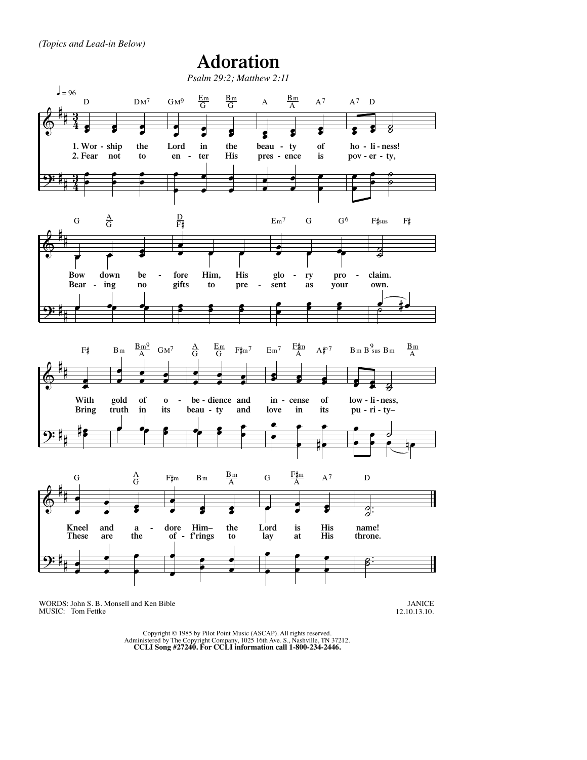*(Topics and Lead-in Below)*

# Adoration

*Psalm 29:2; Matthew 2:11*

♩ = 96

1. Worship the Lord in the beauty of holiness!
Bow down before Him, His glory proclaim.
With gold of obedience and incense of lowliness,
Kneel and adore Him– the Lord is His name!

2. Fear not to enter His presence is poverty,
Bearing no gifts to present as your own.
Bring truth in its beauty and love in its purity–
These are the off'rings to lay at His throne.

WORDS: John S. B. Monsell and Ken Bible
MUSIC: Tom Fettke

JANICE
12.10.13.10.

Copyright © 1985 by Pilot Point Music (ASCAP). All rights reserved.
Administered by The Copyright Company, 1025 16th Ave. S., Nashville, TN 37212.
**CCLI Song #27240. For CCLI information call 1-800-234-2446.**